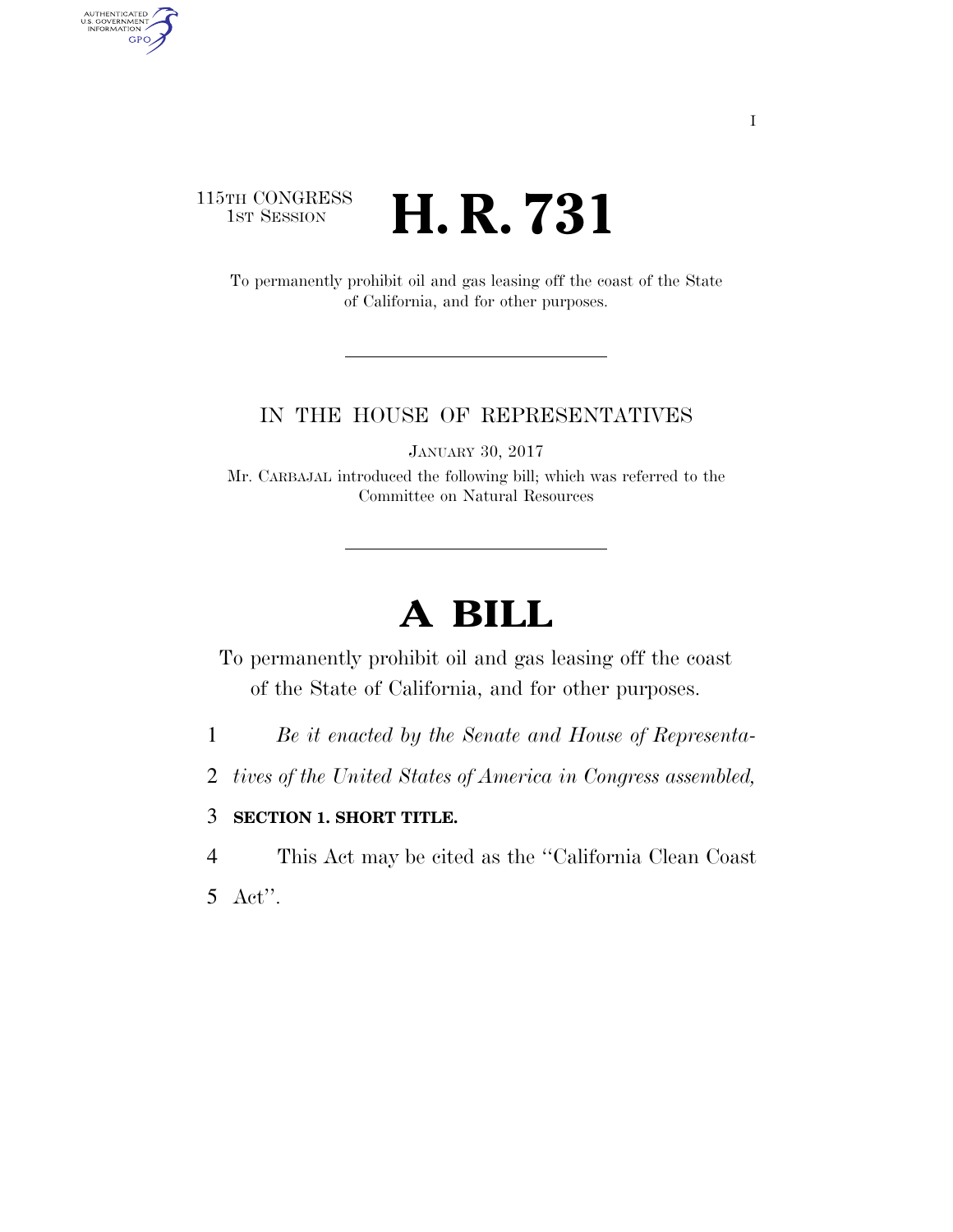115TH CONGRESS
1ST SESSION

# H. R. 731

To permanently prohibit oil and gas leasing off the coast of the State of California, and for other purposes.

IN THE HOUSE OF REPRESENTATIVES

JANUARY 30, 2017

Mr. CARBAJAL introduced the following bill; which was referred to the Committee on Natural Resources

# A BILL

To permanently prohibit oil and gas leasing off the coast of the State of California, and for other purposes.

*Be it enacted by the Senate and House of Representatives of the United States of America in Congress assembled,*

**SECTION 1. SHORT TITLE.**

This Act may be cited as the "California Clean Coast Act".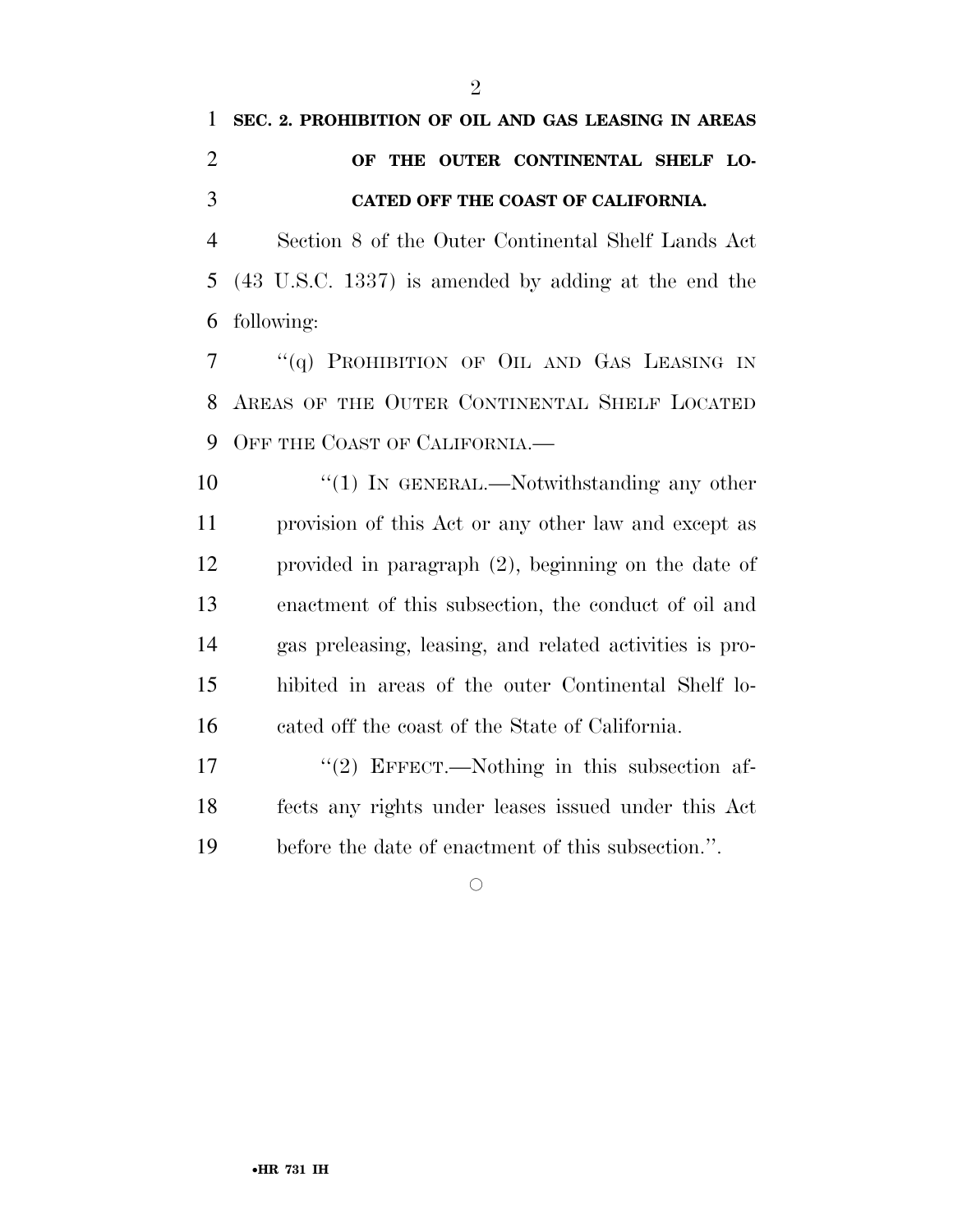**SEC. 2. PROHIBITION OF OIL AND GAS LEASING IN AREAS OF THE OUTER CONTINENTAL SHELF LOCATED OFF THE COAST OF CALIFORNIA.**

Section 8 of the Outer Continental Shelf Lands Act (43 U.S.C. 1337) is amended by adding at the end the following:

"(q) PROHIBITION OF OIL AND GAS LEASING IN AREAS OF THE OUTER CONTINENTAL SHELF LOCATED OFF THE COAST OF CALIFORNIA.—

"(1) IN GENERAL.—Notwithstanding any other provision of this Act or any other law and except as provided in paragraph (2), beginning on the date of enactment of this subsection, the conduct of oil and gas preleasing, leasing, and related activities is prohibited in areas of the outer Continental Shelf located off the coast of the State of California.

"(2) EFFECT.—Nothing in this subsection affects any rights under leases issued under this Act before the date of enactment of this subsection.".